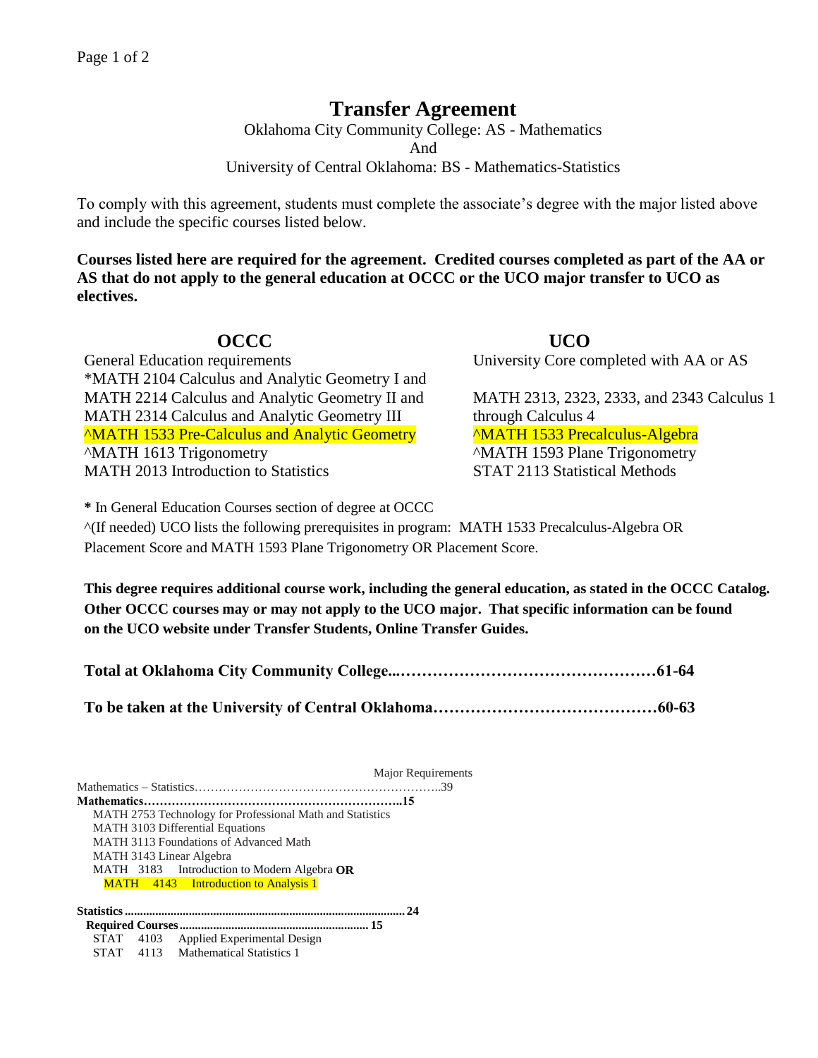# Transfer Agreement

Oklahoma City Community College: AS - Mathematics
And
University of Central Oklahoma: BS - Mathematics-Statistics

To comply with this agreement, students must complete the associate's degree with the major listed above and include the specific courses listed below.

**Courses listed here are required for the agreement. Credited courses completed as part of the AA or AS that do not apply to the general education at OCCC or the UCO major transfer to UCO as electives.**

| OCCC | UCO |
|---|---|
| General Education requirements | University Core completed with AA or AS |
| *MATH 2104 Calculus and Analytic Geometry I and MATH 2214 Calculus and Analytic Geometry II and MATH 2314 Calculus and Analytic Geometry III | MATH 2313, 2323, 2333, and 2343 Calculus 1 through Calculus 4 |
| ^MATH 1533 Pre-Calculus and Analytic Geometry | ^MATH 1533 Precalculus-Algebra |
| ^MATH 1613 Trigonometry | ^MATH 1593 Plane Trigonometry |
| MATH 2013 Introduction to Statistics | STAT 2113 Statistical Methods |

**\*** In General Education Courses section of degree at OCCC

^(If needed) UCO lists the following prerequisites in program: MATH 1533 Precalculus-Algebra OR Placement Score and MATH 1593 Plane Trigonometry OR Placement Score.

**This degree requires additional course work, including the general education, as stated in the OCCC Catalog. Other OCCC courses may or may not apply to the UCO major. That specific information can be found on the UCO website under Transfer Students, Online Transfer Guides.**

**Total at Oklahoma City Community College....………………………………………61-64**

**To be taken at the University of Central Oklahoma……………………………………60-63**

Major Requirements

Mathematics – Statistics……………………………………………………..39

**Mathematics………………………………………………………..15**

- MATH 2753 Technology for Professional Math and Statistics
- MATH 3103 Differential Equations
- MATH 3113 Foundations of Advanced Math
- MATH 3143 Linear Algebra
- MATH 3183 Introduction to Modern Algebra **OR**
  MATH 4143 Introduction to Analysis 1

**Statistics.......................................................................................... 24**

**Required Courses............................................................ 15**

- STAT 4103 Applied Experimental Design
- STAT 4113 Mathematical Statistics 1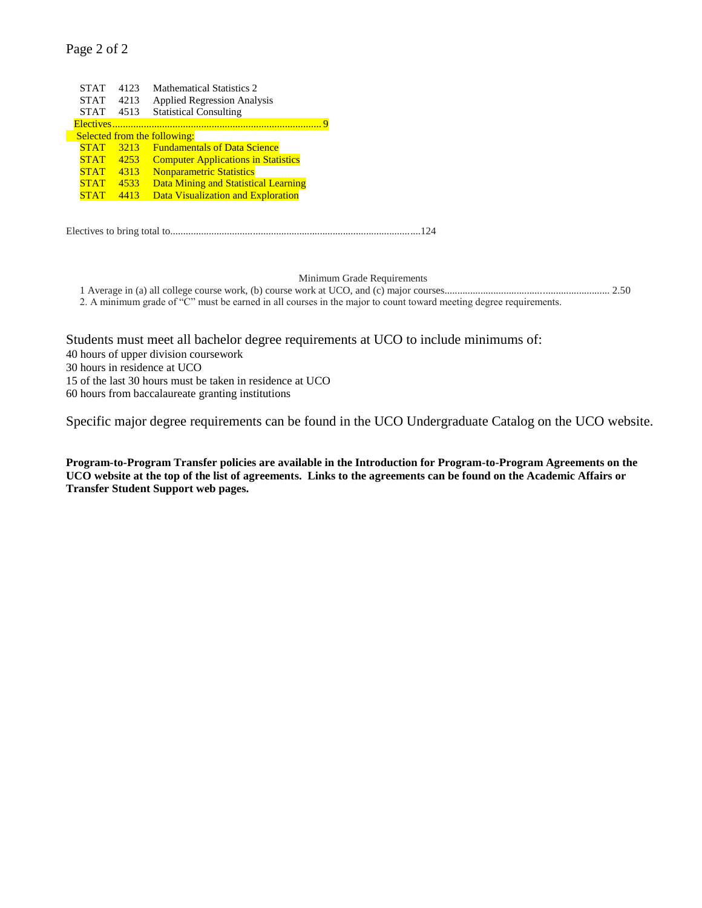STAT 4123 Mathematical Statistics 2
STAT 4213 Applied Regression Analysis
STAT 4513 Statistical Consulting

Electives................................................................................ 9

Selected from the following:

STAT 3213 Fundamentals of Data Science
STAT 4253 Computer Applications in Statistics
STAT 4313 Nonparametric Statistics
STAT 4533 Data Mining and Statistical Learning
STAT 4413 Data Visualization and Exploration

Electives to bring total to..............................................................................................124

Minimum Grade Requirements

1 Average in (a) all college course work, (b) course work at UCO, and (c) major courses................................................................. 2.50
2. A minimum grade of "C" must be earned in all courses in the major to count toward meeting degree requirements.

Students must meet all bachelor degree requirements at UCO to include minimums of:
40 hours of upper division coursework
30 hours in residence at UCO
15 of the last 30 hours must be taken in residence at UCO
60 hours from baccalaureate granting institutions

Specific major degree requirements can be found in the UCO Undergraduate Catalog on the UCO website.

**Program-to-Program Transfer policies are available in the Introduction for Program-to-Program Agreements on the UCO website at the top of the list of agreements. Links to the agreements can be found on the Academic Affairs or Transfer Student Support web pages.**